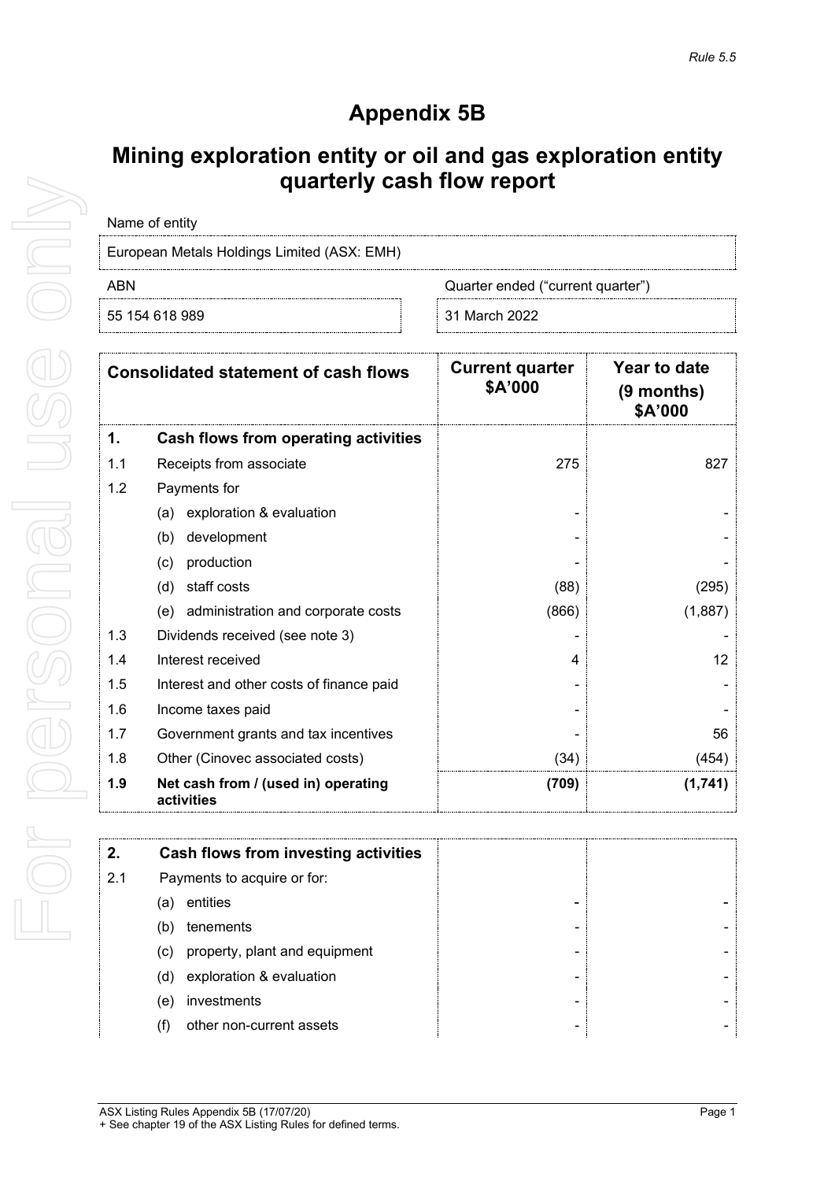*Rule 5.5*

# Appendix 5B

## Mining exploration entity or oil and gas exploration entity quarterly cash flow report

| Name of entity | |
|---|---|
| European Metals Holdings Limited (ASX: EMH) | |

| ABN | Quarter ended ("current quarter") |
|---|---|
| 55 154 618 989 | 31 March 2022 |

| | Consolidated statement of cash flows | Current quarter $A'000 | Year to date (9 months) $A'000 |
|---|---|---|---|
| **1.** | **Cash flows from operating activities** | | |
| 1.1 | Receipts from associate | 275 | 827 |
| 1.2 | Payments for | | |
| | (a) exploration & evaluation | - | - |
| | (b) development | - | - |
| | (c) production | - | - |
| | (d) staff costs | (88) | (295) |
| | (e) administration and corporate costs | (866) | (1,887) |
| 1.3 | Dividends received (see note 3) | - | - |
| 1.4 | Interest received | 4 | 12 |
| 1.5 | Interest and other costs of finance paid | - | - |
| 1.6 | Income taxes paid | - | - |
| 1.7 | Government grants and tax incentives | - | 56 |
| 1.8 | Other (Cinovec associated costs) | (34) | (454) |
| **1.9** | **Net cash from / (used in) operating activities** | **(709)** | **(1,741)** |

| | | | |
|---|---|---|---|
| **2.** | **Cash flows from investing activities** | | |
| 2.1 | Payments to acquire or for: | | |
| | (a) entities | - | - |
| | (b) tenements | - | - |
| | (c) property, plant and equipment | - | - |
| | (d) exploration & evaluation | - | - |
| | (e) investments | - | - |
| | (f) other non-current assets | - | - |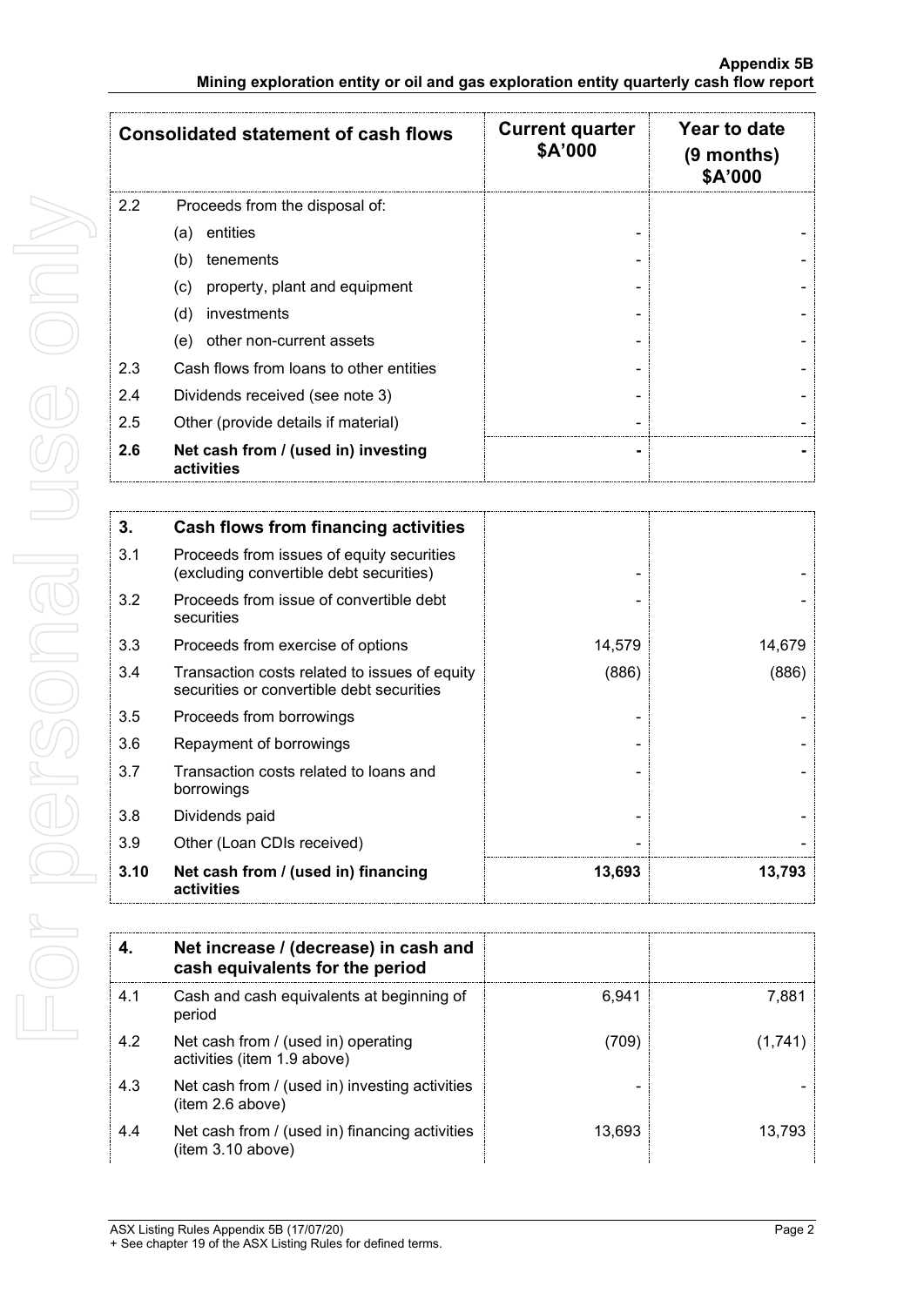| Consolidated statement of cash flows | | Current quarter $A'000 | Year to date (9 months) $A'000 |
|---|---|---|---|
| 2.2 | Proceeds from the disposal of: | | |
| | (a) entities | - | - |
| | (b) tenements | - | - |
| | (c) property, plant and equipment | - | - |
| | (d) investments | - | - |
| | (e) other non-current assets | - | - |
| 2.3 | Cash flows from loans to other entities | - | - |
| 2.4 | Dividends received (see note 3) | - | - |
| 2.5 | Other (provide details if material) | - | - |
| **2.6** | **Net cash from / (used in) investing activities** | **-** | **-** |

| | | | |
|---|---|---|---|
| **3.** | **Cash flows from financing activities** | | |
| 3.1 | Proceeds from issues of equity securities (excluding convertible debt securities) | - | - |
| 3.2 | Proceeds from issue of convertible debt securities | - | - |
| 3.3 | Proceeds from exercise of options | 14,579 | 14,679 |
| 3.4 | Transaction costs related to issues of equity securities or convertible debt securities | (886) | (886) |
| 3.5 | Proceeds from borrowings | - | - |
| 3.6 | Repayment of borrowings | - | - |
| 3.7 | Transaction costs related to loans and borrowings | - | - |
| 3.8 | Dividends paid | - | - |
| 3.9 | Other (Loan CDIs received) | - | - |
| **3.10** | **Net cash from / (used in) financing activities** | **13,693** | **13,793** |

| | | | |
|---|---|---|---|
| **4.** | **Net increase / (decrease) in cash and cash equivalents for the period** | | |
| 4.1 | Cash and cash equivalents at beginning of period | 6,941 | 7,881 |
| 4.2 | Net cash from / (used in) operating activities (item 1.9 above) | (709) | (1,741) |
| 4.3 | Net cash from / (used in) investing activities (item 2.6 above) | - | - |
| 4.4 | Net cash from / (used in) financing activities (item 3.10 above) | 13,693 | 13,793 |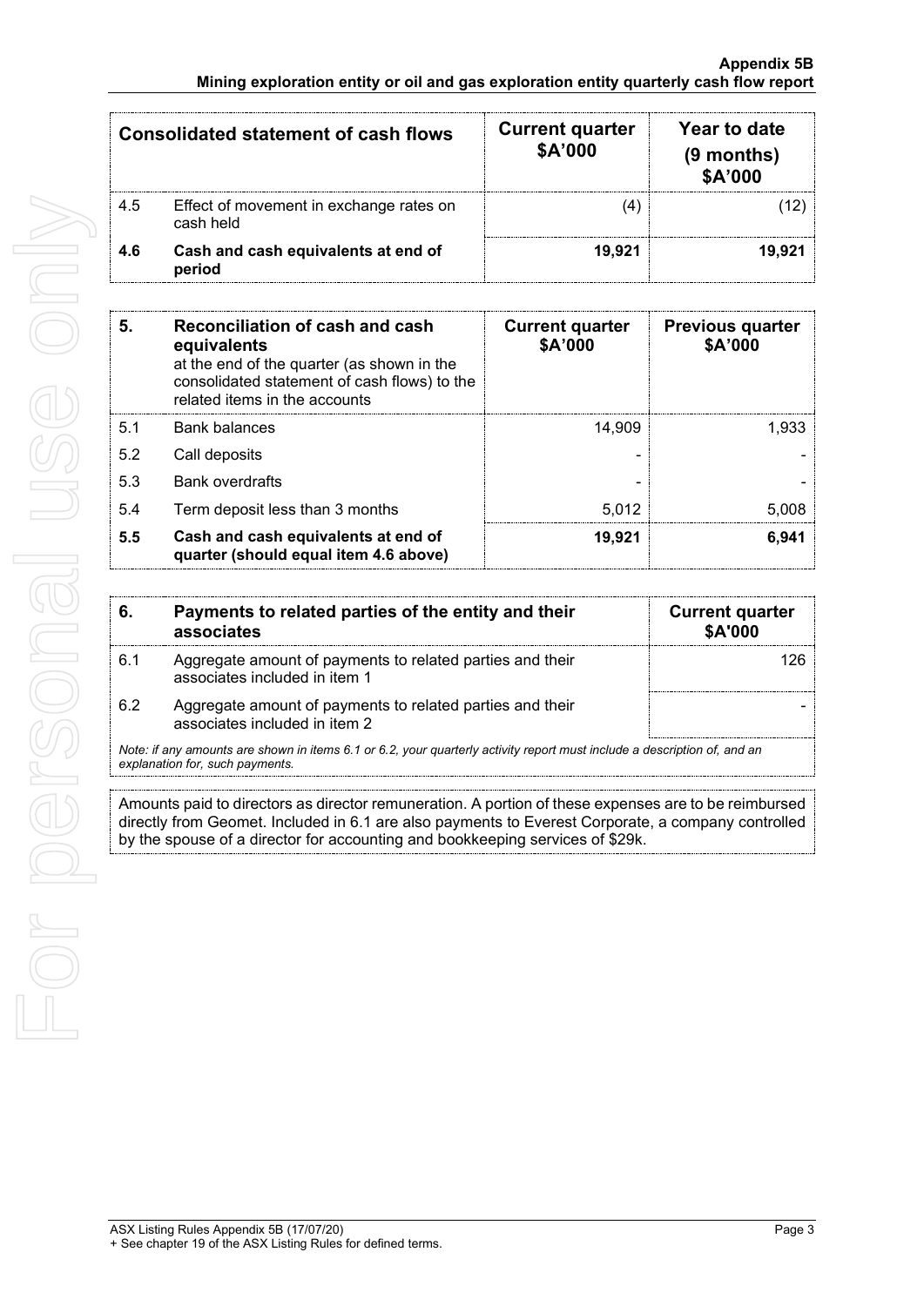| Consolidated statement of cash flows | | Current quarter \$A'000 | Year to date (9 months) \$A'000 |
|---|---|---|---|
| 4.5 | Effect of movement in exchange rates on cash held | (4) | (12) |
| **4.6** | **Cash and cash equivalents at end of period** | **19,921** | **19,921** |

| **5.** | **Reconciliation of cash and cash equivalents** at the end of the quarter (as shown in the consolidated statement of cash flows) to the related items in the accounts | **Current quarter \$A'000** | **Previous quarter \$A'000** |
|---|---|---|---|
| 5.1 | Bank balances | 14,909 | 1,933 |
| 5.2 | Call deposits | - | - |
| 5.3 | Bank overdrafts | - | - |
| 5.4 | Term deposit less than 3 months | 5,012 | 5,008 |
| **5.5** | **Cash and cash equivalents at end of quarter (should equal item 4.6 above)** | **19,921** | **6,941** |

| **6.** | **Payments to related parties of the entity and their associates** | **Current quarter \$A'000** |
|---|---|---|
| 6.1 | Aggregate amount of payments to related parties and their associates included in item 1 | 126 |
| 6.2 | Aggregate amount of payments to related parties and their associates included in item 2 | - |

*Note: if any amounts are shown in items 6.1 or 6.2, your quarterly activity report must include a description of, and an explanation for, such payments.*

Amounts paid to directors as director remuneration. A portion of these expenses are to be reimbursed directly from Geomet. Included in 6.1 are also payments to Everest Corporate, a company controlled by the spouse of a director for accounting and bookkeeping services of \$29k.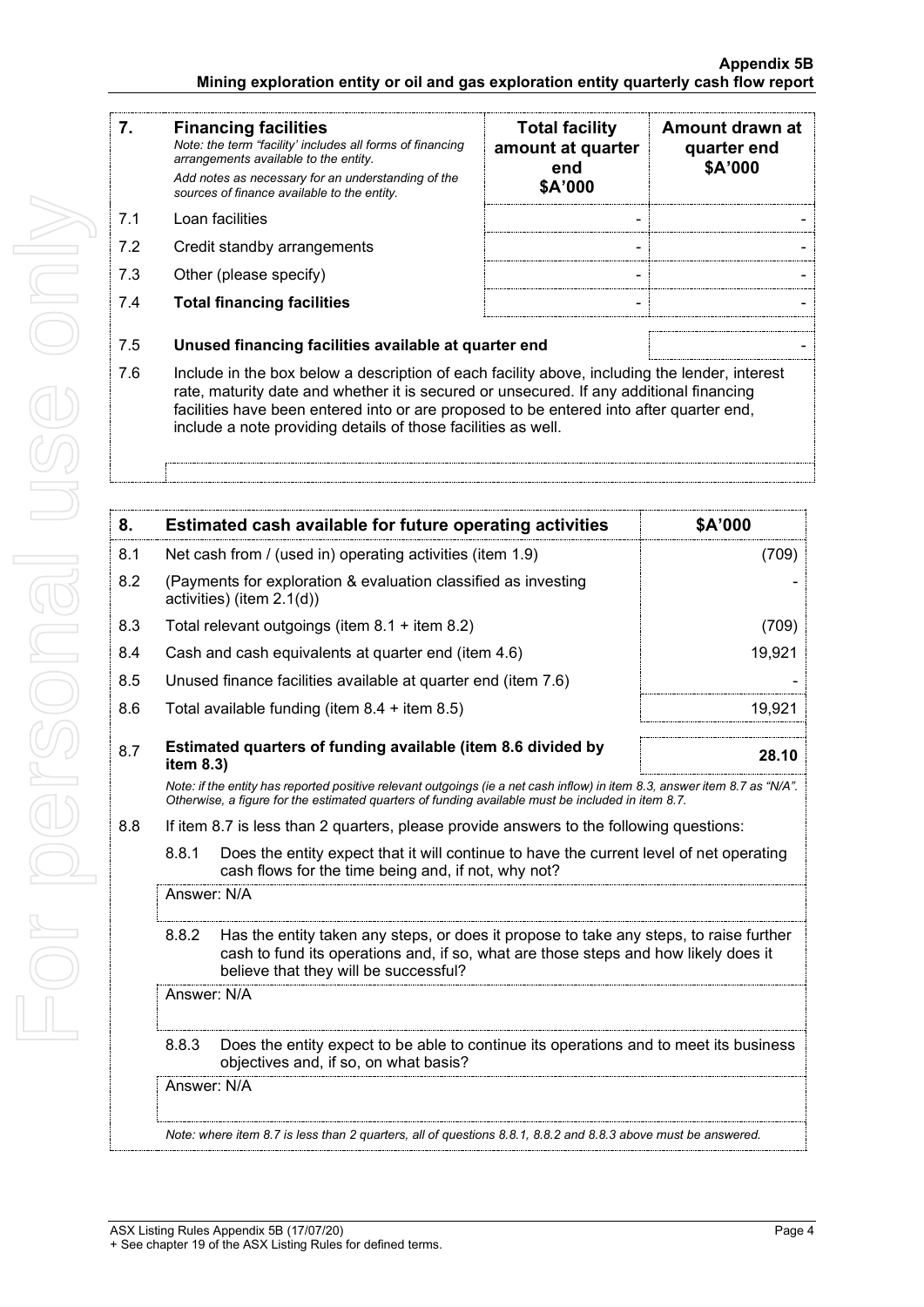| 7. | **Financing facilities**<br>*Note: the term "facility' includes all forms of financing arrangements available to the entity.*<br>*Add notes as necessary for an understanding of the sources of finance available to the entity.* | **Total facility amount at quarter end**<br>**\$A'000** | **Amount drawn at quarter end**<br>**\$A'000** |
|---|---|---|---|
| 7.1 | Loan facilities | - | - |
| 7.2 | Credit standby arrangements | - | - |
| 7.3 | Other (please specify) | - | - |
| 7.4 | **Total financing facilities** | - | - |

| | | |
|---|---|---|
| 7.5 | **Unused financing facilities available at quarter end** | - |

7.6 Include in the box below a description of each facility above, including the lender, interest rate, maturity date and whether it is secured or unsecured. If any additional financing facilities have been entered into or are proposed to be entered into after quarter end, include a note providing details of those facilities as well.

| 8. | **Estimated cash available for future operating activities** | **\$A'000** |
|---|---|---|
| 8.1 | Net cash from / (used in) operating activities (item 1.9) | (709) |
| 8.2 | (Payments for exploration & evaluation classified as investing activities) (item 2.1(d)) | - |
| 8.3 | Total relevant outgoings (item 8.1 + item 8.2) | (709) |
| 8.4 | Cash and cash equivalents at quarter end (item 4.6) | 19,921 |
| 8.5 | Unused finance facilities available at quarter end (item 7.6) | - |
| 8.6 | Total available funding (item 8.4 + item 8.5) | 19,921 |
| 8.7 | **Estimated quarters of funding available (item 8.6 divided by item 8.3)** | **28.10** |

*Note: if the entity has reported positive relevant outgoings (ie a net cash inflow) in item 8.3, answer item 8.7 as "N/A". Otherwise, a figure for the estimated quarters of funding available must be included in item 8.7.*

8.8 If item 8.7 is less than 2 quarters, please provide answers to the following questions:

8.8.1 Does the entity expect that it will continue to have the current level of net operating cash flows for the time being and, if not, why not?

Answer: N/A

8.8.2 Has the entity taken any steps, or does it propose to take any steps, to raise further cash to fund its operations and, if so, what are those steps and how likely does it believe that they will be successful?

Answer: N/A

8.8.3 Does the entity expect to be able to continue its operations and to meet its business objectives and, if so, on what basis?

Answer: N/A

*Note: where item 8.7 is less than 2 quarters, all of questions 8.8.1, 8.8.2 and 8.8.3 above must be answered.*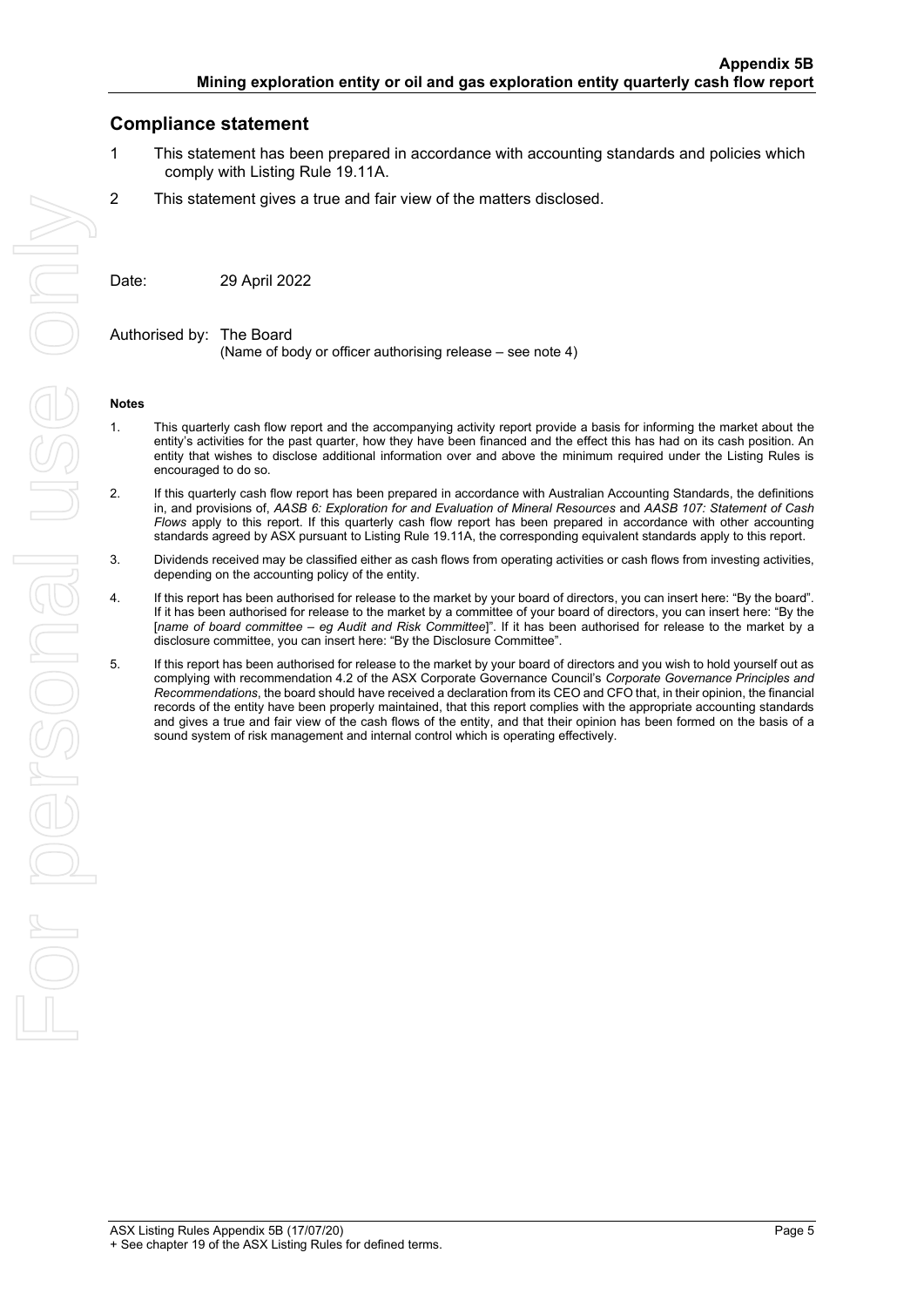## Compliance statement

1 This statement has been prepared in accordance with accounting standards and policies which comply with Listing Rule 19.11A.

2 This statement gives a true and fair view of the matters disclosed.

Date: 29 April 2022

Authorised by: The Board
(Name of body or officer authorising release – see note 4)

**Notes**

1. This quarterly cash flow report and the accompanying activity report provide a basis for informing the market about the entity's activities for the past quarter, how they have been financed and the effect this has had on its cash position. An entity that wishes to disclose additional information over and above the minimum required under the Listing Rules is encouraged to do so.
2. If this quarterly cash flow report has been prepared in accordance with Australian Accounting Standards, the definitions in, and provisions of, *AASB 6: Exploration for and Evaluation of Mineral Resources* and *AASB 107: Statement of Cash Flows* apply to this report. If this quarterly cash flow report has been prepared in accordance with other accounting standards agreed by ASX pursuant to Listing Rule 19.11A, the corresponding equivalent standards apply to this report.
3. Dividends received may be classified either as cash flows from operating activities or cash flows from investing activities, depending on the accounting policy of the entity.
4. If this report has been authorised for release to the market by your board of directors, you can insert here: "By the board". If it has been authorised for release to the market by a committee of your board of directors, you can insert here: "By the [*name of board committee – eg Audit and Risk Committee*]". If it has been authorised for release to the market by a disclosure committee, you can insert here: "By the Disclosure Committee".
5. If this report has been authorised for release to the market by your board of directors and you wish to hold yourself out as complying with recommendation 4.2 of the ASX Corporate Governance Council's *Corporate Governance Principles and Recommendations*, the board should have received a declaration from its CEO and CFO that, in their opinion, the financial records of the entity have been properly maintained, that this report complies with the appropriate accounting standards and gives a true and fair view of the cash flows of the entity, and that their opinion has been formed on the basis of a sound system of risk management and internal control which is operating effectively.